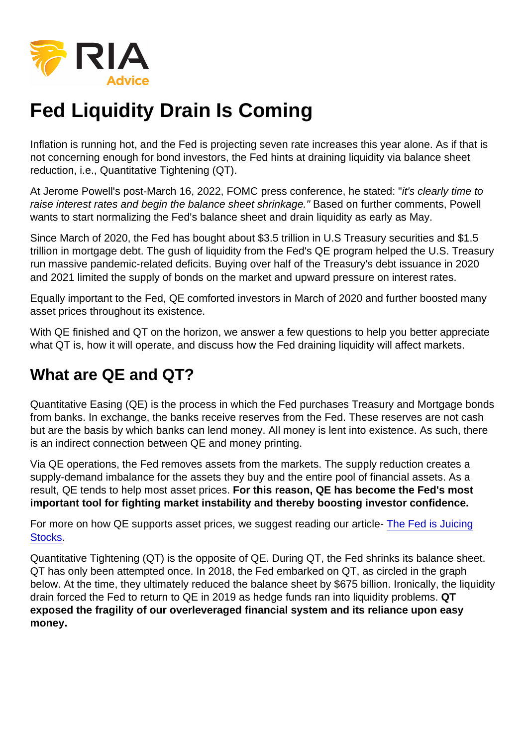# Fed Liquidity Drain Is Coming

Inflation is running hot, and the Fed is projecting seven rate increases this year alone. As if that is not concerning enough for bond investors, the Fed hints at draining liquidity via balance sheet reduction, i.e., Quantitative Tightening (QT).

At Jerome Powell's post-March 16, 2022, FOMC press conference, he stated: "*it's clearly time to raise interest rates and begin the balance sheet shrinkage."* Based on further comments, Powell wants to start normalizing the Fed's balance sheet and drain liquidity as early as May.

Since March of 2020, the Fed has bought about $3.5 trillion in U.S Treasury securities and $1.5 trillion in mortgage debt. The gush of liquidity from the Fed's QE program helped the U.S. Treasury run massive pandemic-related deficits. Buying over half of the Treasury's debt issuance in 2020 and 2021 limited the supply of bonds on the market and upward pressure on interest rates.

Equally important to the Fed, QE comforted investors in March of 2020 and further boosted many asset prices throughout its existence.

With QE finished and QT on the horizon, we answer a few questions to help you better appreciate what QT is, how it will operate, and discuss how the Fed draining liquidity will affect markets.

## What are QE and QT?

Quantitative Easing (QE) is the process in which the Fed purchases Treasury and Mortgage bonds from banks. In exchange, the banks receive reserves from the Fed. These reserves are not cash but are the basis by which banks can lend money. All money is lent into existence. As such, there is an indirect connection between QE and money printing.

Via QE operations, the Fed removes assets from the markets. The supply reduction creates a supply-demand imbalance for the assets they buy and the entire pool of financial assets. As a result, QE tends to help most asset prices. **For this reason, QE has become the Fed's most important tool for fighting market instability and thereby boosting investor confidence.**

For more on how QE supports asset prices, we suggest reading our article- [The Fed is Juicing Stocks](#).

Quantitative Tightening (QT) is the opposite of QE. During QT, the Fed shrinks its balance sheet. QT has only been attempted once. In 2018, the Fed embarked on QT, as circled in the graph below. At the time, they ultimately reduced the balance sheet by $675 billion. Ironically, the liquidity drain forced the Fed to return to QE in 2019 as hedge funds ran into liquidity problems. **QT exposed the fragility of our overleveraged financial system and its reliance upon easy money.**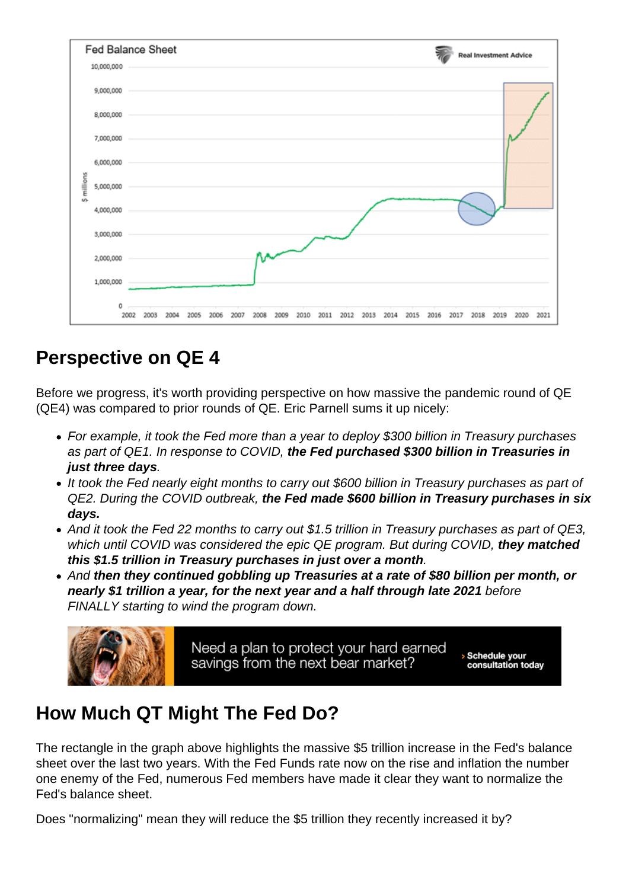## Perspective on QE 4

Before we progress, it's worth providing perspective on how massive the pandemic round of QE (QE4) was compared to prior rounds of QE. Eric Parnell sums it up nicely:

- *For example, it took the Fed more than a year to deploy $300 billion in Treasury purchases as part of QE1. In response to COVID,* ***the Fed purchased $300 billion in Treasuries in just three days****.*
- *It took the Fed nearly eight months to carry out $600 billion in Treasury purchases as part of QE2. During the COVID outbreak,* ***the Fed made $600 billion in Treasury purchases in six days.***
- *And it took the Fed 22 months to carry out $1.5 trillion in Treasury purchases as part of QE3, which until COVID was considered the epic QE program. But during COVID,* ***they matched this $1.5 trillion in Treasury purchases in just over a month****.*
- *And* ***then they continued gobbling up Treasuries at a rate of $80 billion per month, or nearly $1 trillion a year, for the next year and a half through late 2021*** *before FINALLY starting to wind the program down.*

## How Much QT Might The Fed Do?

The rectangle in the graph above highlights the massive $5 trillion increase in the Fed's balance sheet over the last two years. With the Fed Funds rate now on the rise and inflation the number one enemy of the Fed, numerous Fed members have made it clear they want to normalize the Fed's balance sheet.

Does "normalizing" mean they will reduce the $5 trillion they recently increased it by?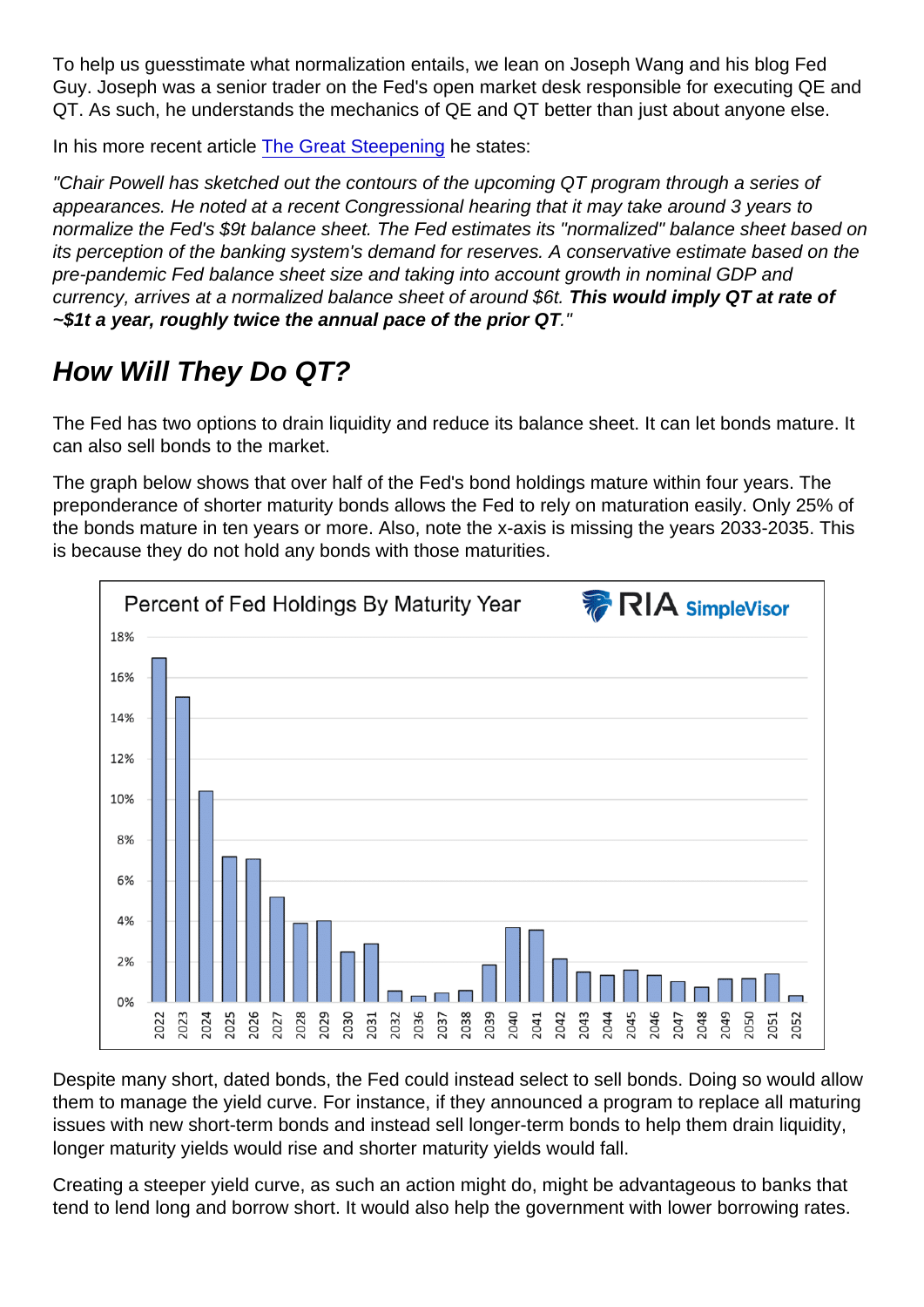To help us guesstimate what normalization entails, we lean on Joseph Wang and his blog Fed Guy. Joseph was a senior trader on the Fed's open market desk responsible for executing QE and QT. As such, he understands the mechanics of QE and QT better than just about anyone else.

In his more recent article The Great Steepening he states:

*"Chair Powell has sketched out the contours of the upcoming QT program through a series of appearances. He noted at a recent Congressional hearing that it may take around 3 years to normalize the Fed's $9t balance sheet. The Fed estimates its "normalized" balance sheet based on its perception of the banking system's demand for reserves. A conservative estimate based on the pre-pandemic Fed balance sheet size and taking into account growth in nominal GDP and currency, arrives at a normalized balance sheet of around $6t.* ***This would imply QT at rate of ~$1t a year, roughly twice the annual pace of the prior QT****."*

## How Will They Do QT?

The Fed has two options to drain liquidity and reduce its balance sheet. It can let bonds mature. It can also sell bonds to the market.

The graph below shows that over half of the Fed's bond holdings mature within four years. The preponderance of shorter maturity bonds allows the Fed to rely on maturation easily. Only 25% of the bonds mature in ten years or more. Also, note the x-axis is missing the years 2033-2035. This is because they do not hold any bonds with those maturities.

Despite many short, dated bonds, the Fed could instead select to sell bonds. Doing so would allow them to manage the yield curve. For instance, if they announced a program to replace all maturing issues with new short-term bonds and instead sell longer-term bonds to help them drain liquidity, longer maturity yields would rise and shorter maturity yields would fall.

Creating a steeper yield curve, as such an action might do, might be advantageous to banks that tend to lend long and borrow short. It would also help the government with lower borrowing rates.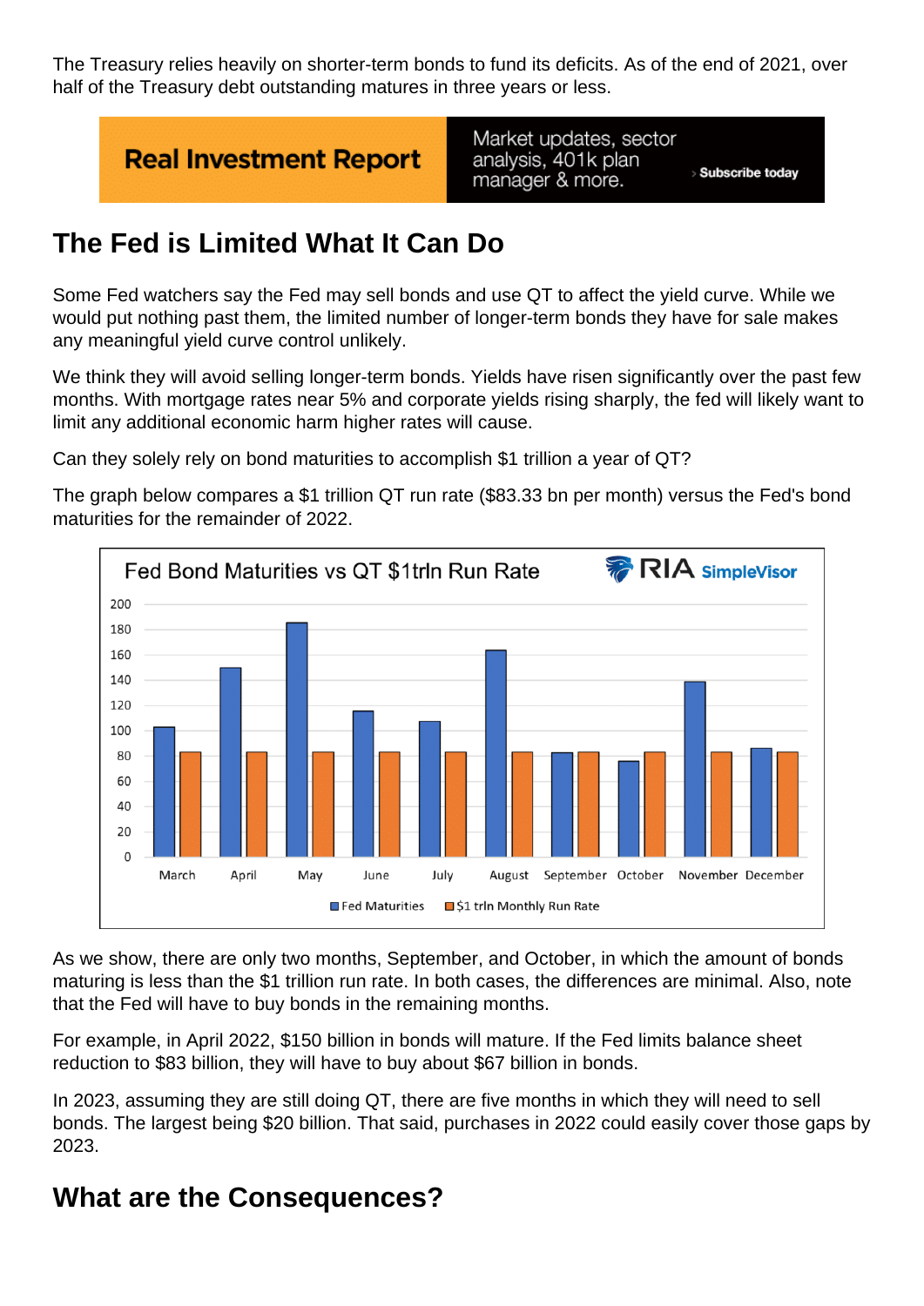The Treasury relies heavily on shorter-term bonds to fund its deficits. As of the end of 2021, over half of the Treasury debt outstanding matures in three years or less.

## The Fed is Limited What It Can Do

Some Fed watchers say the Fed may sell bonds and use QT to affect the yield curve. While we would put nothing past them, the limited number of longer-term bonds they have for sale makes any meaningful yield curve control unlikely.

We think they will avoid selling longer-term bonds. Yields have risen significantly over the past few months. With mortgage rates near 5% and corporate yields rising sharply, the fed will likely want to limit any additional economic harm higher rates will cause.

Can they solely rely on bond maturities to accomplish $1 trillion a year of QT?

The graph below compares a $1 trillion QT run rate ($83.33 bn per month) versus the Fed's bond maturities for the remainder of 2022.

As we show, there are only two months, September, and October, in which the amount of bonds maturing is less than the $1 trillion run rate. In both cases, the differences are minimal. Also, note that the Fed will have to buy bonds in the remaining months.

For example, in April 2022, $150 billion in bonds will mature. If the Fed limits balance sheet reduction to $83 billion, they will have to buy about $67 billion in bonds.

In 2023, assuming they are still doing QT, there are five months in which they will need to sell bonds. The largest being $20 billion. That said, purchases in 2022 could easily cover those gaps by 2023.

## What are the Consequences?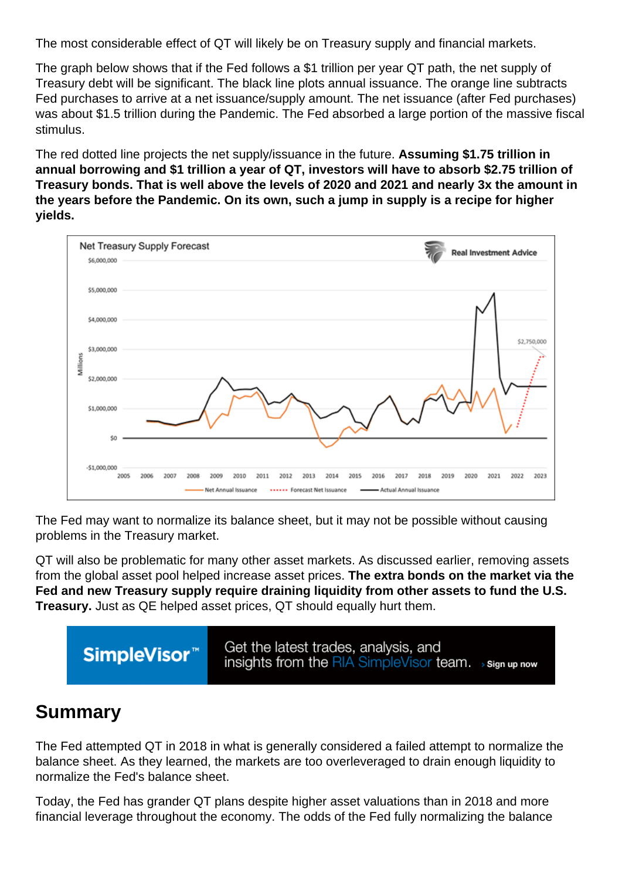The most considerable effect of QT will likely be on Treasury supply and financial markets.

The graph below shows that if the Fed follows a $1 trillion per year QT path, the net supply of Treasury debt will be significant. The black line plots annual issuance. The orange line subtracts Fed purchases to arrive at a net issuance/supply amount. The net issuance (after Fed purchases) was about $1.5 trillion during the Pandemic. The Fed absorbed a large portion of the massive fiscal stimulus.

The red dotted line projects the net supply/issuance in the future. **Assuming $1.75 trillion in annual borrowing and $1 trillion a year of QT, investors will have to absorb $2.75 trillion of Treasury bonds. That is well above the levels of 2020 and 2021 and nearly 3x the amount in the years before the Pandemic. On its own, such a jump in supply is a recipe for higher yields.**

The Fed may want to normalize its balance sheet, but it may not be possible without causing problems in the Treasury market.

QT will also be problematic for many other asset markets. As discussed earlier, removing assets from the global asset pool helped increase asset prices. **The extra bonds on the market via the Fed and new Treasury supply require draining liquidity from other assets to fund the U.S. Treasury.** Just as QE helped asset prices, QT should equally hurt them.

## Summary

The Fed attempted QT in 2018 in what is generally considered a failed attempt to normalize the balance sheet. As they learned, the markets are too overleveraged to drain enough liquidity to normalize the Fed's balance sheet.

Today, the Fed has grander QT plans despite higher asset valuations than in 2018 and more financial leverage throughout the economy. The odds of the Fed fully normalizing the balance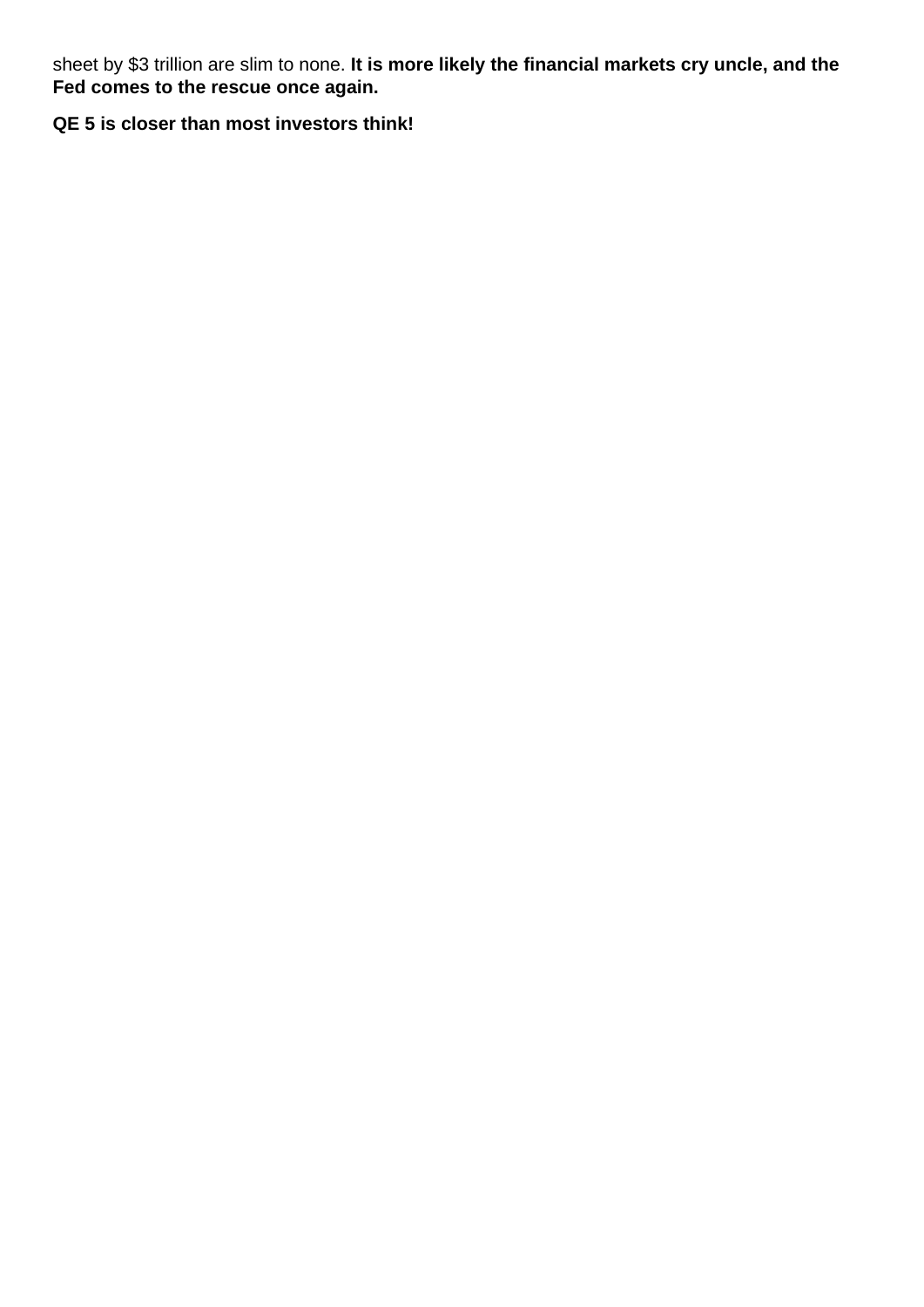sheet by $3 trillion are slim to none. **It is more likely the financial markets cry uncle, and the Fed comes to the rescue once again.**

**QE 5 is closer than most investors think!**